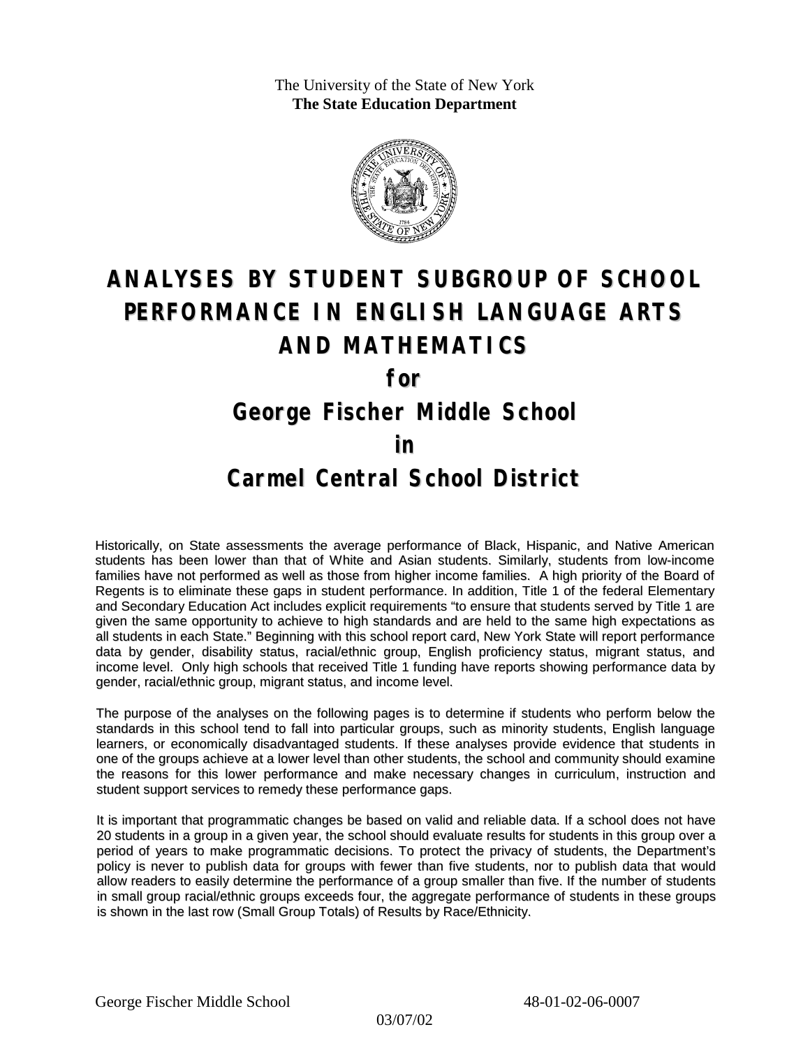The University of the State of New York
**The State Education Department**

# ANALYSES BY STUDENT SUBGROUP OF SCHOOL PERFORMANCE IN ENGLISH LANGUAGE ARTS AND MATHEMATICS

## for

## George Fischer Middle School

## in

## Carmel Central School District

Historically, on State assessments the average performance of Black, Hispanic, and Native American students has been lower than that of White and Asian students. Similarly, students from low-income families have not performed as well as those from higher income families. A high priority of the Board of Regents is to eliminate these gaps in student performance. In addition, Title 1 of the federal Elementary and Secondary Education Act includes explicit requirements "to ensure that students served by Title 1 are given the same opportunity to achieve to high standards and are held to the same high expectations as all students in each State." Beginning with this school report card, New York State will report performance data by gender, disability status, racial/ethnic group, English proficiency status, migrant status, and income level. Only high schools that received Title 1 funding have reports showing performance data by gender, racial/ethnic group, migrant status, and income level.

The purpose of the analyses on the following pages is to determine if students who perform below the standards in this school tend to fall into particular groups, such as minority students, English language learners, or economically disadvantaged students. If these analyses provide evidence that students in one of the groups achieve at a lower level than other students, the school and community should examine the reasons for this lower performance and make necessary changes in curriculum, instruction and student support services to remedy these performance gaps.

It is important that programmatic changes be based on valid and reliable data. If a school does not have 20 students in a group in a given year, the school should evaluate results for students in this group over a period of years to make programmatic decisions. To protect the privacy of students, the Department's policy is never to publish data for groups with fewer than five students, nor to publish data that would allow readers to easily determine the performance of a group smaller than five. If the number of students in small group racial/ethnic groups exceeds four, the aggregate performance of students in these groups is shown in the last row (Small Group Totals) of Results by Race/Ethnicity.

George Fischer Middle School 48-01-02-06-0007

03/07/02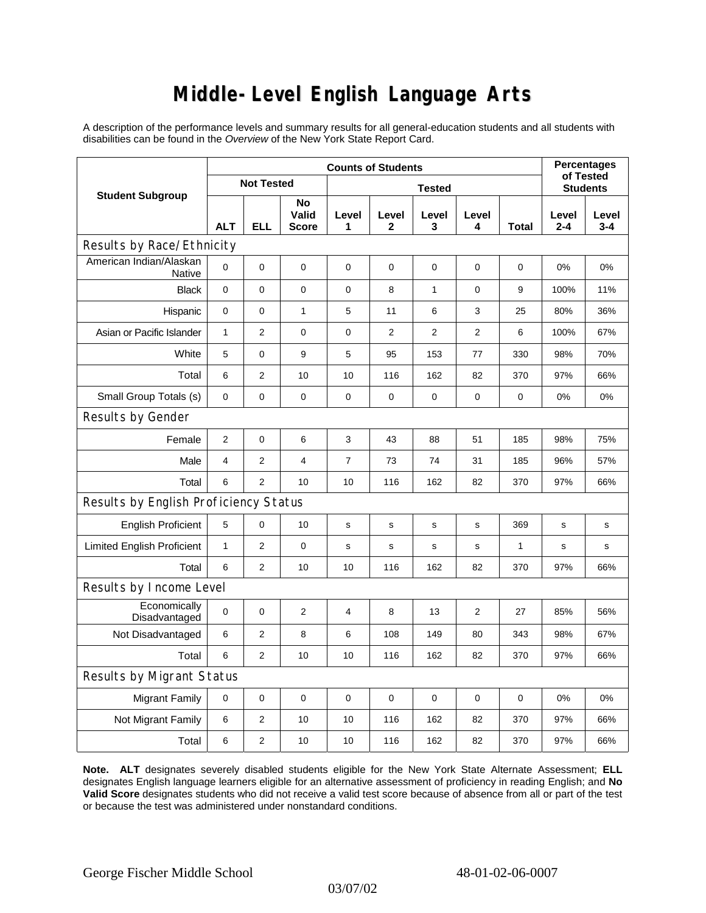# Middle-Level English Language Arts

A description of the performance levels and summary results for all general-education students and all students with disabilities can be found in the *Overview* of the New York State Report Card.

| Student Subgroup | Counts of Students | | | | | | | | Percentages of Tested Students | |
|---|---|---|---|---|---|---|---|---|---|---|
| | Not Tested | | | Tested | | | | | | |
| | ALT | ELL | No Valid Score | Level 1 | Level 2 | Level 3 | Level 4 | Total | Level 2-4 | Level 3-4 |
| **Results by Race/Ethnicity** | | | | | | | | | | |
| American Indian/Alaskan Native | 0 | 0 | 0 | 0 | 0 | 0 | 0 | 0 | 0% | 0% |
| Black | 0 | 0 | 0 | 0 | 8 | 1 | 0 | 9 | 100% | 11% |
| Hispanic | 0 | 0 | 1 | 5 | 11 | 6 | 3 | 25 | 80% | 36% |
| Asian or Pacific Islander | 1 | 2 | 0 | 0 | 2 | 2 | 2 | 6 | 100% | 67% |
| White | 5 | 0 | 9 | 5 | 95 | 153 | 77 | 330 | 98% | 70% |
| Total | 6 | 2 | 10 | 10 | 116 | 162 | 82 | 370 | 97% | 66% |
| Small Group Totals (s) | 0 | 0 | 0 | 0 | 0 | 0 | 0 | 0 | 0% | 0% |
| **Results by Gender** | | | | | | | | | | |
| Female | 2 | 0 | 6 | 3 | 43 | 88 | 51 | 185 | 98% | 75% |
| Male | 4 | 2 | 4 | 7 | 73 | 74 | 31 | 185 | 96% | 57% |
| Total | 6 | 2 | 10 | 10 | 116 | 162 | 82 | 370 | 97% | 66% |
| **Results by English Proficiency Status** | | | | | | | | | | |
| English Proficient | 5 | 0 | 10 | s | s | s | s | 369 | s | s |
| Limited English Proficient | 1 | 2 | 0 | s | s | s | s | 1 | s | s |
| Total | 6 | 2 | 10 | 10 | 116 | 162 | 82 | 370 | 97% | 66% |
| **Results by Income Level** | | | | | | | | | | |
| Economically Disadvantaged | 0 | 0 | 2 | 4 | 8 | 13 | 2 | 27 | 85% | 56% |
| Not Disadvantaged | 6 | 2 | 8 | 6 | 108 | 149 | 80 | 343 | 98% | 67% |
| Total | 6 | 2 | 10 | 10 | 116 | 162 | 82 | 370 | 97% | 66% |
| **Results by Migrant Status** | | | | | | | | | | |
| Migrant Family | 0 | 0 | 0 | 0 | 0 | 0 | 0 | 0 | 0% | 0% |
| Not Migrant Family | 6 | 2 | 10 | 10 | 116 | 162 | 82 | 370 | 97% | 66% |
| Total | 6 | 2 | 10 | 10 | 116 | 162 | 82 | 370 | 97% | 66% |

**Note. ALT** designates severely disabled students eligible for the New York State Alternate Assessment; **ELL** designates English language learners eligible for an alternative assessment of proficiency in reading English; and **No Valid Score** designates students who did not receive a valid test score because of absence from all or part of the test or because the test was administered under nonstandard conditions.

George Fischer Middle School　　　　48-01-02-06-0007

03/07/02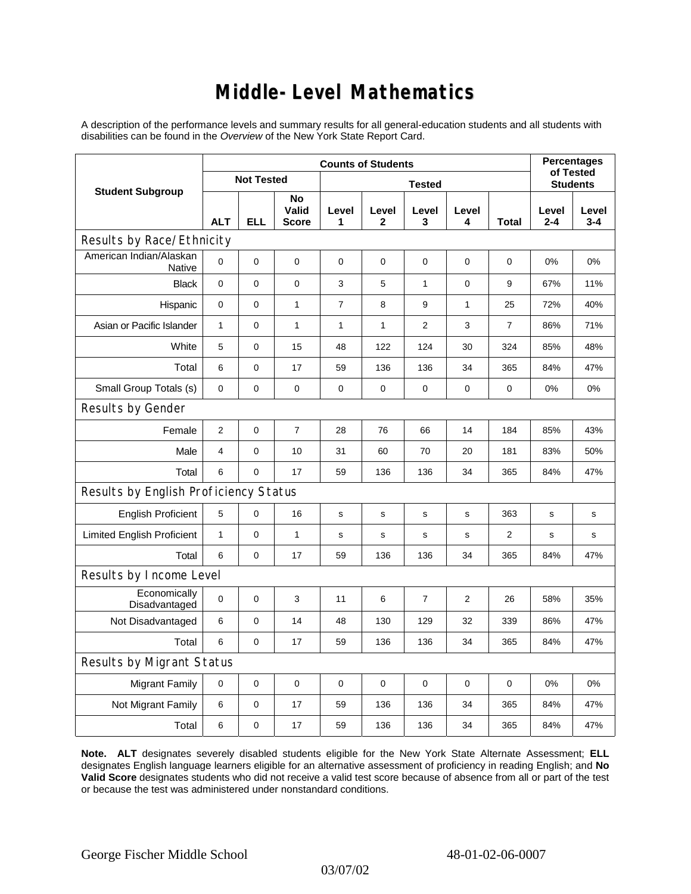# Middle-Level Mathematics

A description of the performance levels and summary results for all general-education students and all students with disabilities can be found in the *Overview* of the New York State Report Card.

| Student Subgroup | Counts of Students | | | | | | | | Percentages of Tested Students | |
|---|---|---|---|---|---|---|---|---|---|---|
| | Not Tested | | | Tested | | | | | | |
| | ALT | ELL | No Valid Score | Level 1 | Level 2 | Level 3 | Level 4 | Total | Level 2-4 | Level 3-4 |
| **Results by Race/Ethnicity** | | | | | | | | | | |
| American Indian/Alaskan Native | 0 | 0 | 0 | 0 | 0 | 0 | 0 | 0 | 0% | 0% |
| Black | 0 | 0 | 0 | 3 | 5 | 1 | 0 | 9 | 67% | 11% |
| Hispanic | 0 | 0 | 1 | 7 | 8 | 9 | 1 | 25 | 72% | 40% |
| Asian or Pacific Islander | 1 | 0 | 1 | 1 | 1 | 2 | 3 | 7 | 86% | 71% |
| White | 5 | 0 | 15 | 48 | 122 | 124 | 30 | 324 | 85% | 48% |
| Total | 6 | 0 | 17 | 59 | 136 | 136 | 34 | 365 | 84% | 47% |
| Small Group Totals (s) | 0 | 0 | 0 | 0 | 0 | 0 | 0 | 0 | 0% | 0% |
| **Results by Gender** | | | | | | | | | | |
| Female | 2 | 0 | 7 | 28 | 76 | 66 | 14 | 184 | 85% | 43% |
| Male | 4 | 0 | 10 | 31 | 60 | 70 | 20 | 181 | 83% | 50% |
| Total | 6 | 0 | 17 | 59 | 136 | 136 | 34 | 365 | 84% | 47% |
| **Results by English Proficiency Status** | | | | | | | | | | |
| English Proficient | 5 | 0 | 16 | s | s | s | s | 363 | s | s |
| Limited English Proficient | 1 | 0 | 1 | s | s | s | s | 2 | s | s |
| Total | 6 | 0 | 17 | 59 | 136 | 136 | 34 | 365 | 84% | 47% |
| **Results by Income Level** | | | | | | | | | | |
| Economically Disadvantaged | 0 | 0 | 3 | 11 | 6 | 7 | 2 | 26 | 58% | 35% |
| Not Disadvantaged | 6 | 0 | 14 | 48 | 130 | 129 | 32 | 339 | 86% | 47% |
| Total | 6 | 0 | 17 | 59 | 136 | 136 | 34 | 365 | 84% | 47% |
| **Results by Migrant Status** | | | | | | | | | | |
| Migrant Family | 0 | 0 | 0 | 0 | 0 | 0 | 0 | 0 | 0% | 0% |
| Not Migrant Family | 6 | 0 | 17 | 59 | 136 | 136 | 34 | 365 | 84% | 47% |
| Total | 6 | 0 | 17 | 59 | 136 | 136 | 34 | 365 | 84% | 47% |

**Note. ALT** designates severely disabled students eligible for the New York State Alternate Assessment; **ELL** designates English language learners eligible for an alternative assessment of proficiency in reading English; and **No Valid Score** designates students who did not receive a valid test score because of absence from all or part of the test or because the test was administered under nonstandard conditions.

George Fischer Middle School 48-01-02-06-0007

03/07/02